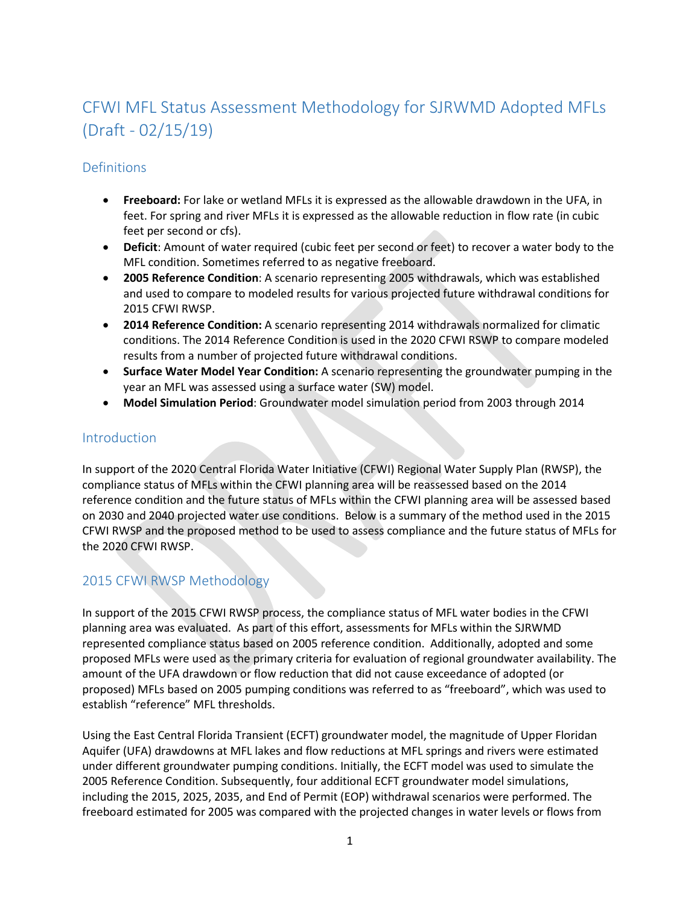# CFWI MFL Status Assessment Methodology for SJRWMD Adopted MFLs (Draft - 02/15/19)

## Definitions

- **Freeboard:** For lake or wetland MFLs it is expressed as the allowable drawdown in the UFA, in feet. For spring and river MFLs it is expressed as the allowable reduction in flow rate (in cubic feet per second or cfs).
- **Deficit**: Amount of water required (cubic feet per second or feet) to recover a water body to the MFL condition. Sometimes referred to as negative freeboard.
- **2005 Reference Condition**: A scenario representing 2005 withdrawals, which was established and used to compare to modeled results for various projected future withdrawal conditions for 2015 CFWI RWSP.
- **2014 Reference Condition:** A scenario representing 2014 withdrawals normalized for climatic conditions. The 2014 Reference Condition is used in the 2020 CFWI RSWP to compare modeled results from a number of projected future withdrawal conditions.
- **Surface Water Model Year Condition:** A scenario representing the groundwater pumping in the year an MFL was assessed using a surface water (SW) model.
- **Model Simulation Period**: Groundwater model simulation period from 2003 through 2014

## Introduction

In support of the 2020 Central Florida Water Initiative (CFWI) Regional Water Supply Plan (RWSP), the compliance status of MFLs within the CFWI planning area will be reassessed based on the 2014 reference condition and the future status of MFLs within the CFWI planning area will be assessed based on 2030 and 2040 projected water use conditions. Below is a summary of the method used in the 2015 CFWI RWSP and the proposed method to be used to assess compliance and the future status of MFLs for the 2020 CFWI RWSP.

## 2015 CFWI RWSP Methodology

In support of the 2015 CFWI RWSP process, the compliance status of MFL water bodies in the CFWI planning area was evaluated. As part of this effort, assessments for MFLs within the SJRWMD represented compliance status based on 2005 reference condition. Additionally, adopted and some proposed MFLs were used as the primary criteria for evaluation of regional groundwater availability. The amount of the UFA drawdown or flow reduction that did not cause exceedance of adopted (or proposed) MFLs based on 2005 pumping conditions was referred to as "freeboard", which was used to establish "reference" MFL thresholds.

Using the East Central Florida Transient (ECFT) groundwater model, the magnitude of Upper Floridan Aquifer (UFA) drawdowns at MFL lakes and flow reductions at MFL springs and rivers were estimated under different groundwater pumping conditions. Initially, the ECFT model was used to simulate the 2005 Reference Condition. Subsequently, four additional ECFT groundwater model simulations, including the 2015, 2025, 2035, and End of Permit (EOP) withdrawal scenarios were performed. The freeboard estimated for 2005 was compared with the projected changes in water levels or flows from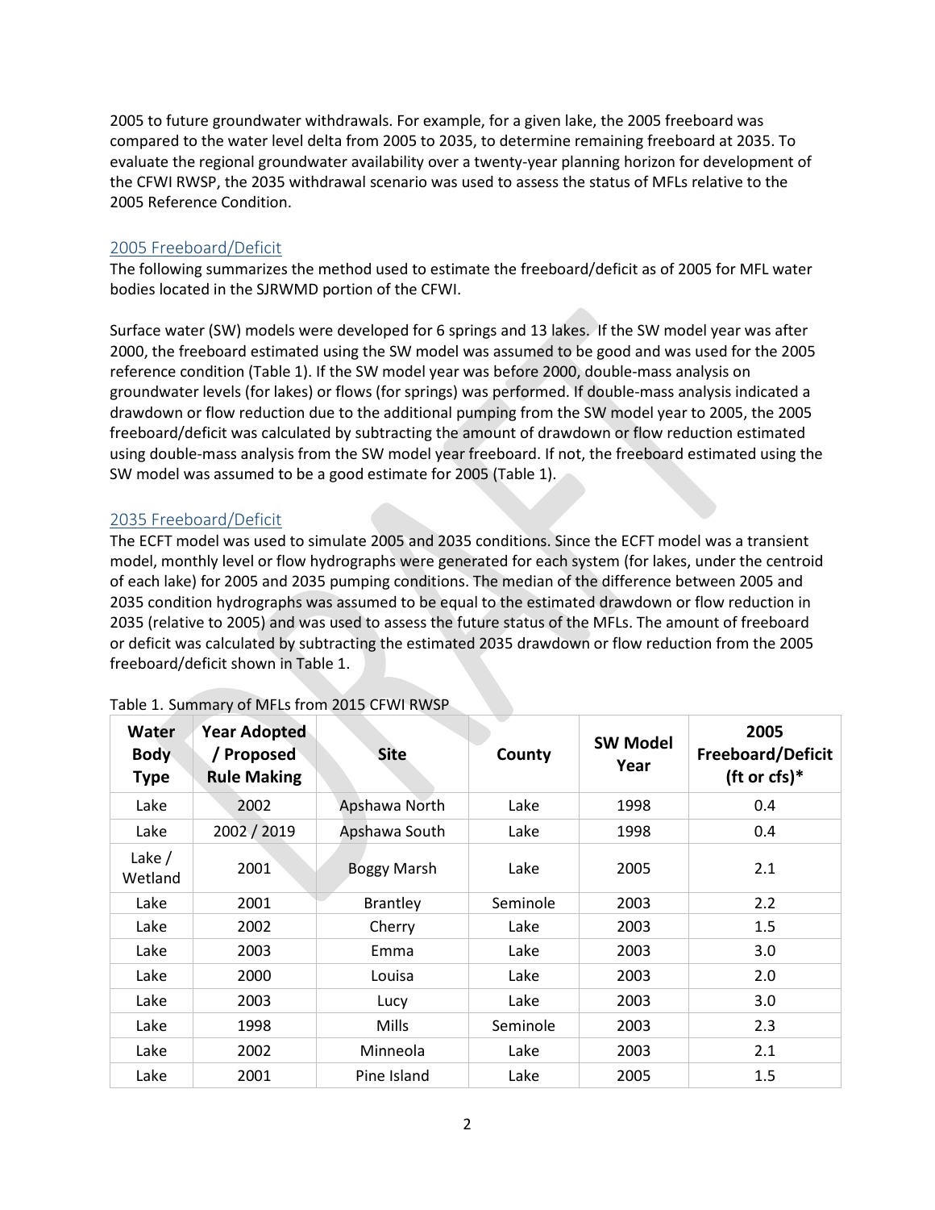2005 to future groundwater withdrawals. For example, for a given lake, the 2005 freeboard was compared to the water level delta from 2005 to 2035, to determine remaining freeboard at 2035. To evaluate the regional groundwater availability over a twenty-year planning horizon for development of the CFWI RWSP, the 2035 withdrawal scenario was used to assess the status of MFLs relative to the 2005 Reference Condition.

## 2005 Freeboard/Deficit

The following summarizes the method used to estimate the freeboard/deficit as of 2005 for MFL water bodies located in the SJRWMD portion of the CFWI.

Surface water (SW) models were developed for 6 springs and 13 lakes. If the SW model year was after 2000, the freeboard estimated using the SW model was assumed to be good and was used for the 2005 reference condition (Table 1). If the SW model year was before 2000, double-mass analysis on groundwater levels (for lakes) or flows (for springs) was performed. If double-mass analysis indicated a drawdown or flow reduction due to the additional pumping from the SW model year to 2005, the 2005 freeboard/deficit was calculated by subtracting the amount of drawdown or flow reduction estimated using double-mass analysis from the SW model year freeboard. If not, the freeboard estimated using the SW model was assumed to be a good estimate for 2005 (Table 1).

## 2035 Freeboard/Deficit

The ECFT model was used to simulate 2005 and 2035 conditions. Since the ECFT model was a transient model, monthly level or flow hydrographs were generated for each system (for lakes, under the centroid of each lake) for 2005 and 2035 pumping conditions. The median of the difference between 2005 and 2035 condition hydrographs was assumed to be equal to the estimated drawdown or flow reduction in 2035 (relative to 2005) and was used to assess the future status of the MFLs. The amount of freeboard or deficit was calculated by subtracting the estimated 2035 drawdown or flow reduction from the 2005 freeboard/deficit shown in Table 1.

Table 1. Summary of MFLs from 2015 CFWI RWSP

| Water Body Type | Year Adopted / Proposed Rule Making | Site | County | SW Model Year | 2005 Freeboard/Deficit (ft or cfs)* |
|---|---|---|---|---|---|
| Lake | 2002 | Apshawa North | Lake | 1998 | 0.4 |
| Lake | 2002 / 2019 | Apshawa South | Lake | 1998 | 0.4 |
| Lake / Wetland | 2001 | Boggy Marsh | Lake | 2005 | 2.1 |
| Lake | 2001 | Brantley | Seminole | 2003 | 2.2 |
| Lake | 2002 | Cherry | Lake | 2003 | 1.5 |
| Lake | 2003 | Emma | Lake | 2003 | 3.0 |
| Lake | 2000 | Louisa | Lake | 2003 | 2.0 |
| Lake | 2003 | Lucy | Lake | 2003 | 3.0 |
| Lake | 1998 | Mills | Seminole | 2003 | 2.3 |
| Lake | 2002 | Minneola | Lake | 2003 | 2.1 |
| Lake | 2001 | Pine Island | Lake | 2005 | 1.5 |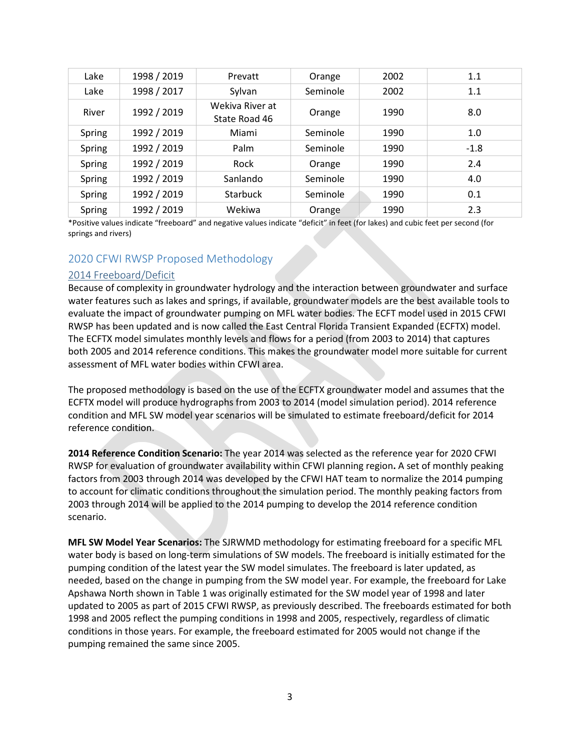| Lake | 1998 / 2019 | Prevatt | Orange | 2002 | 1.1 |
|---|---|---|---|---|---|
| Lake | 1998 / 2017 | Sylvan | Seminole | 2002 | 1.1 |
| River | 1992 / 2019 | Wekiva River at State Road 46 | Orange | 1990 | 8.0 |
| Spring | 1992 / 2019 | Miami | Seminole | 1990 | 1.0 |
| Spring | 1992 / 2019 | Palm | Seminole | 1990 | -1.8 |
| Spring | 1992 / 2019 | Rock | Orange | 1990 | 2.4 |
| Spring | 1992 / 2019 | Sanlando | Seminole | 1990 | 4.0 |
| Spring | 1992 / 2019 | Starbuck | Seminole | 1990 | 0.1 |
| Spring | 1992 / 2019 | Wekiwa | Orange | 1990 | 2.3 |

*Positive values indicate "freeboard" and negative values indicate "deficit" in feet (for lakes) and cubic feet per second (for springs and rivers)

## 2020 CFWI RWSP Proposed Methodology

### 2014 Freeboard/Deficit

Because of complexity in groundwater hydrology and the interaction between groundwater and surface water features such as lakes and springs, if available, groundwater models are the best available tools to evaluate the impact of groundwater pumping on MFL water bodies. The ECFT model used in 2015 CFWI RWSP has been updated and is now called the East Central Florida Transient Expanded (ECFTX) model. The ECFTX model simulates monthly levels and flows for a period (from 2003 to 2014) that captures both 2005 and 2014 reference conditions. This makes the groundwater model more suitable for current assessment of MFL water bodies within CFWI area.

The proposed methodology is based on the use of the ECFTX groundwater model and assumes that the ECFTX model will produce hydrographs from 2003 to 2014 (model simulation period). 2014 reference condition and MFL SW model year scenarios will be simulated to estimate freeboard/deficit for 2014 reference condition.

**2014 Reference Condition Scenario:** The year 2014 was selected as the reference year for 2020 CFWI RWSP for evaluation of groundwater availability within CFWI planning region**.** A set of monthly peaking factors from 2003 through 2014 was developed by the CFWI HAT team to normalize the 2014 pumping to account for climatic conditions throughout the simulation period. The monthly peaking factors from 2003 through 2014 will be applied to the 2014 pumping to develop the 2014 reference condition scenario.

**MFL SW Model Year Scenarios:** The SJRWMD methodology for estimating freeboard for a specific MFL water body is based on long-term simulations of SW models. The freeboard is initially estimated for the pumping condition of the latest year the SW model simulates. The freeboard is later updated, as needed, based on the change in pumping from the SW model year. For example, the freeboard for Lake Apshawa North shown in Table 1 was originally estimated for the SW model year of 1998 and later updated to 2005 as part of 2015 CFWI RWSP, as previously described. The freeboards estimated for both 1998 and 2005 reflect the pumping conditions in 1998 and 2005, respectively, regardless of climatic conditions in those years. For example, the freeboard estimated for 2005 would not change if the pumping remained the same since 2005.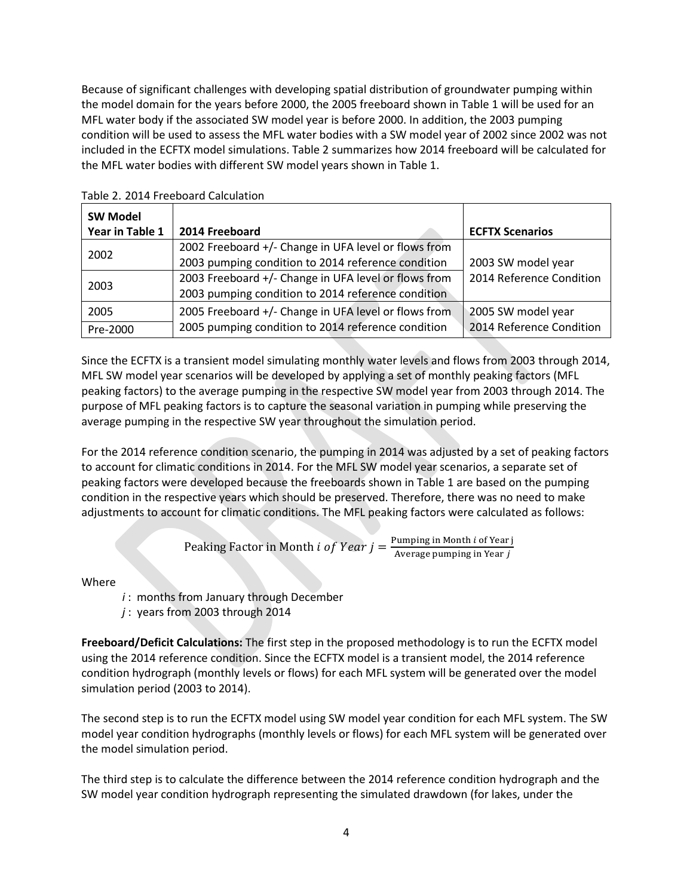Because of significant challenges with developing spatial distribution of groundwater pumping within the model domain for the years before 2000, the 2005 freeboard shown in Table 1 will be used for an MFL water body if the associated SW model year is before 2000. In addition, the 2003 pumping condition will be used to assess the MFL water bodies with a SW model year of 2002 since 2002 was not included in the ECFTX model simulations. Table 2 summarizes how 2014 freeboard will be calculated for the MFL water bodies with different SW model years shown in Table 1.

Table 2. 2014 Freeboard Calculation

| SW Model Year in Table 1 | 2014 Freeboard | ECFTX Scenarios |
|---|---|---|
| 2002 | 2002 Freeboard +/- Change in UFA level or flows from 2003 pumping condition to 2014 reference condition | 2003 SW model year<br>2014 Reference Condition |
| 2003 | 2003 Freeboard +/- Change in UFA level or flows from 2003 pumping condition to 2014 reference condition | |
| 2005 | 2005 Freeboard +/- Change in UFA level or flows from 2005 pumping condition to 2014 reference condition | 2005 SW model year<br>2014 Reference Condition |
| Pre-2000 | | |

Since the ECFTX is a transient model simulating monthly water levels and flows from 2003 through 2014, MFL SW model year scenarios will be developed by applying a set of monthly peaking factors (MFL peaking factors) to the average pumping in the respective SW model year from 2003 through 2014. The purpose of MFL peaking factors is to capture the seasonal variation in pumping while preserving the average pumping in the respective SW year throughout the simulation period.

For the 2014 reference condition scenario, the pumping in 2014 was adjusted by a set of peaking factors to account for climatic conditions in 2014. For the MFL SW model year scenarios, a separate set of peaking factors were developed because the freeboards shown in Table 1 are based on the pumping condition in the respective years which should be preserved. Therefore, there was no need to make adjustments to account for climatic conditions. The MFL peaking factors were calculated as follows:

$$\text{Peaking Factor in Month } i \text{ of Year } j = \frac{\text{Pumping in Month } i \text{ of Year j}}{\text{Average pumping in Year } j}$$

Where

- $i$ : months from January through December
- $j$ : years from 2003 through 2014

**Freeboard/Deficit Calculations:** The first step in the proposed methodology is to run the ECFTX model using the 2014 reference condition. Since the ECFTX model is a transient model, the 2014 reference condition hydrograph (monthly levels or flows) for each MFL system will be generated over the model simulation period (2003 to 2014).

The second step is to run the ECFTX model using SW model year condition for each MFL system. The SW model year condition hydrographs (monthly levels or flows) for each MFL system will be generated over the model simulation period.

The third step is to calculate the difference between the 2014 reference condition hydrograph and the SW model year condition hydrograph representing the simulated drawdown (for lakes, under the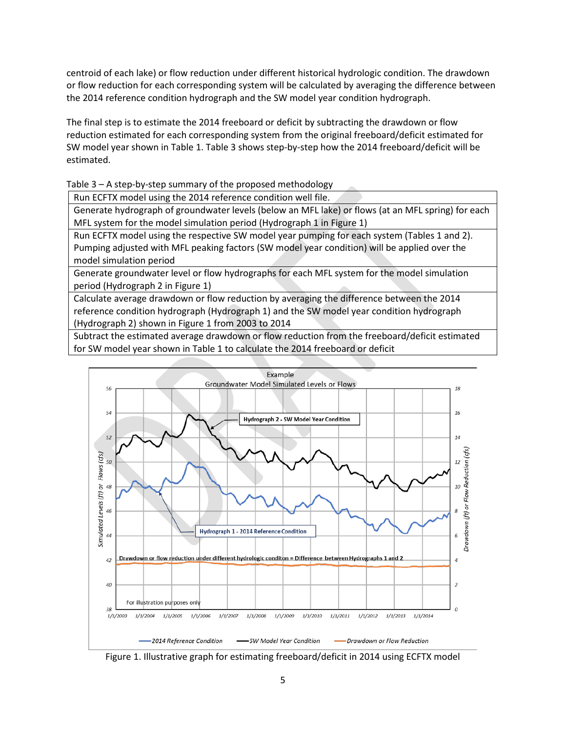centroid of each lake) or flow reduction under different historical hydrologic condition. The drawdown or flow reduction for each corresponding system will be calculated by averaging the difference between the 2014 reference condition hydrograph and the SW model year condition hydrograph.

The final step is to estimate the 2014 freeboard or deficit by subtracting the drawdown or flow reduction estimated for each corresponding system from the original freeboard/deficit estimated for SW model year shown in Table 1. Table 3 shows step-by-step how the 2014 freeboard/deficit will be estimated.

Table 3 – A step-by-step summary of the proposed methodology

| |
|---|
| Run ECFTX model using the 2014 reference condition well file. |
| Generate hydrograph of groundwater levels (below an MFL lake) or flows (at an MFL spring) for each MFL system for the model simulation period (Hydrograph 1 in Figure 1) |
| Run ECFTX model using the respective SW model year pumping for each system (Tables 1 and 2). Pumping adjusted with MFL peaking factors (SW model year condition) will be applied over the model simulation period |
| Generate groundwater level or flow hydrographs for each MFL system for the model simulation period (Hydrograph 2 in Figure 1) |
| Calculate average drawdown or flow reduction by averaging the difference between the 2014 reference condition hydrograph (Hydrograph 1) and the SW model year condition hydrograph (Hydrograph 2) shown in Figure 1 from 2003 to 2014 |
| Subtract the estimated average drawdown or flow reduction from the freeboard/deficit estimated for SW model year shown in Table 1 to calculate the 2014 freeboard or deficit |

Figure 1. Illustrative graph for estimating freeboard/deficit in 2014 using ECFTX model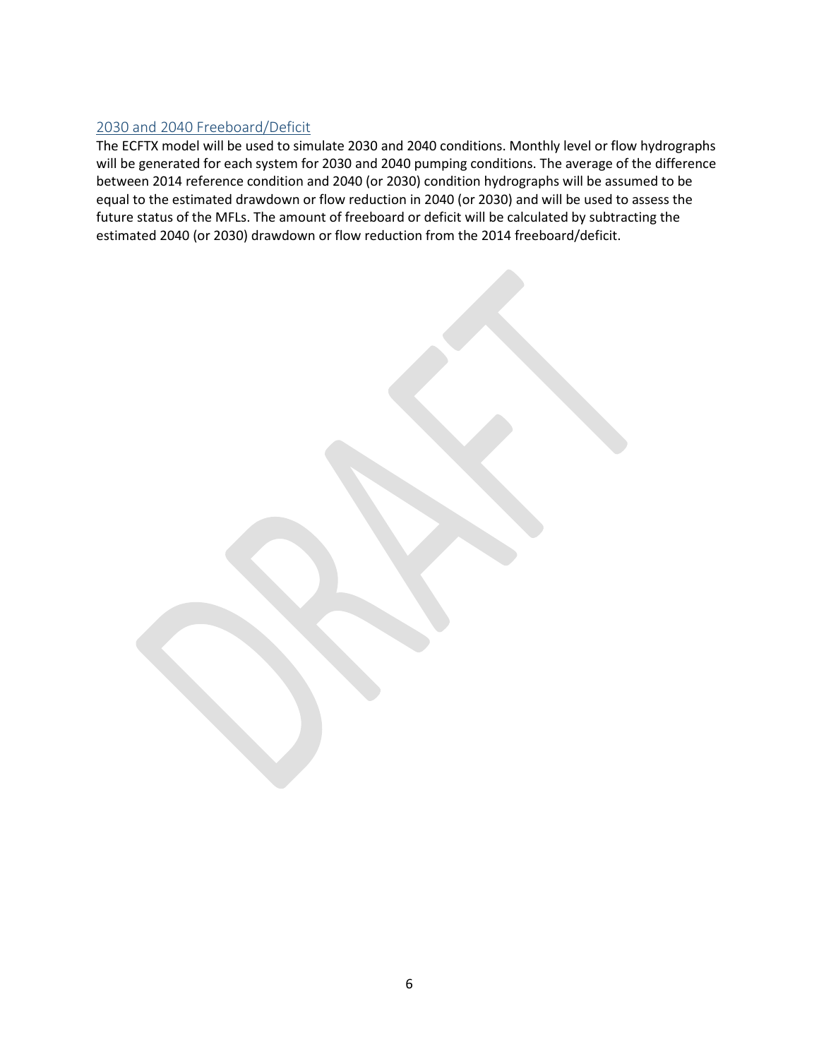## 2030 and 2040 Freeboard/Deficit

The ECFTX model will be used to simulate 2030 and 2040 conditions. Monthly level or flow hydrographs will be generated for each system for 2030 and 2040 pumping conditions. The average of the difference between 2014 reference condition and 2040 (or 2030) condition hydrographs will be assumed to be equal to the estimated drawdown or flow reduction in 2040 (or 2030) and will be used to assess the future status of the MFLs. The amount of freeboard or deficit will be calculated by subtracting the estimated 2040 (or 2030) drawdown or flow reduction from the 2014 freeboard/deficit.